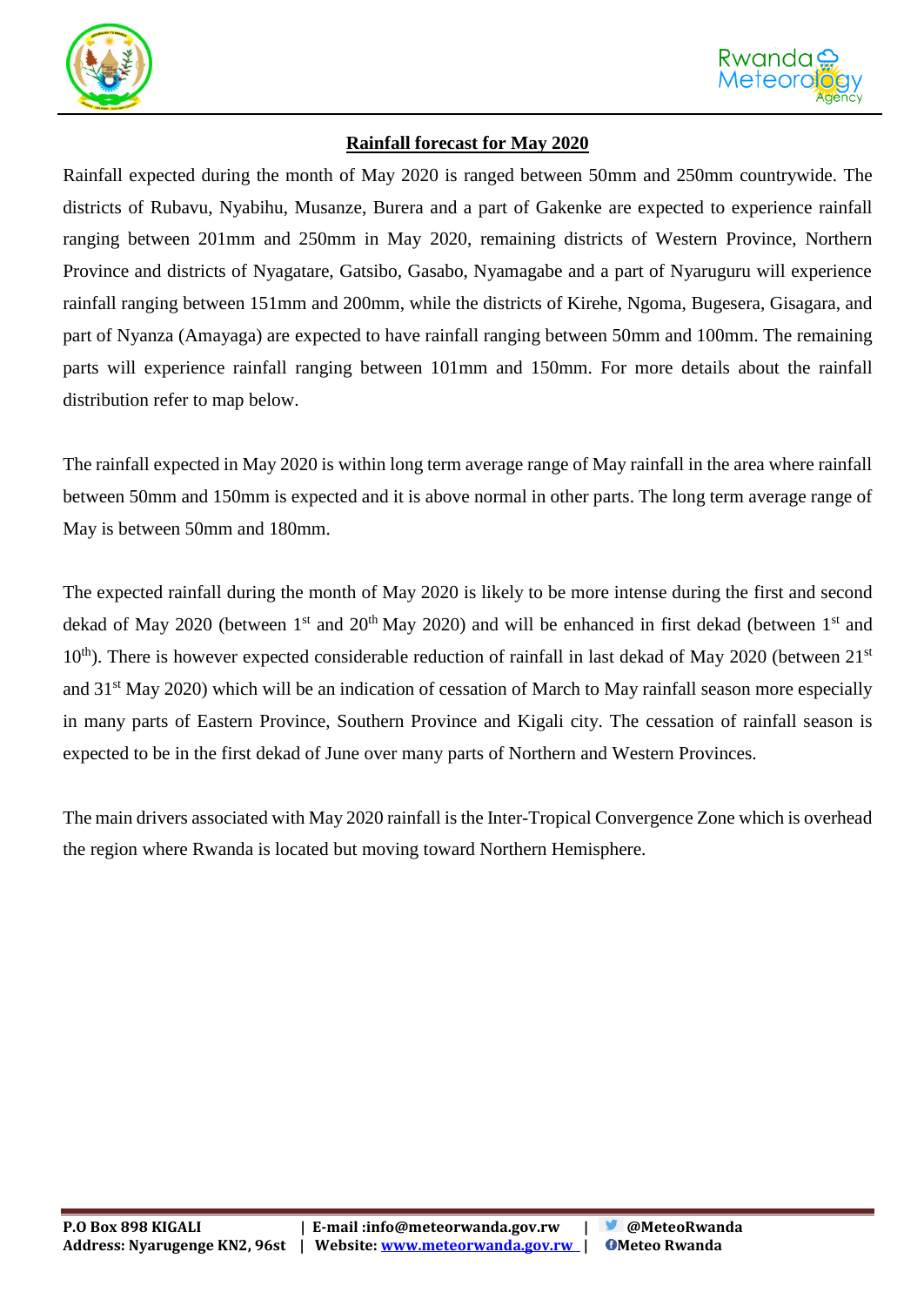## Rainfall forecast for May 2020

Rainfall expected during the month of May 2020 is ranged between 50mm and 250mm countrywide. The districts of Rubavu, Nyabihu, Musanze, Burera and a part of Gakenke are expected to experience rainfall ranging between 201mm and 250mm in May 2020, remaining districts of Western Province, Northern Province and districts of Nyagatare, Gatsibo, Gasabo, Nyamagabe and a part of Nyaruguru will experience rainfall ranging between 151mm and 200mm, while the districts of Kirehe, Ngoma, Bugesera, Gisagara, and part of Nyanza (Amayaga) are expected to have rainfall ranging between 50mm and 100mm. The remaining parts will experience rainfall ranging between 101mm and 150mm. For more details about the rainfall distribution refer to map below.

The rainfall expected in May 2020 is within long term average range of May rainfall in the area where rainfall between 50mm and 150mm is expected and it is above normal in other parts. The long term average range of May is between 50mm and 180mm.

The expected rainfall during the month of May 2020 is likely to be more intense during the first and second dekad of May 2020 (between 1st and 20th May 2020) and will be enhanced in first dekad (between 1st and 10th). There is however expected considerable reduction of rainfall in last dekad of May 2020 (between 21st and 31st May 2020) which will be an indication of cessation of March to May rainfall season more especially in many parts of Eastern Province, Southern Province and Kigali city. The cessation of rainfall season is expected to be in the first dekad of June over many parts of Northern and Western Provinces.

The main drivers associated with May 2020 rainfall is the Inter-Tropical Convergence Zone which is overhead the region where Rwanda is located but moving toward Northern Hemisphere.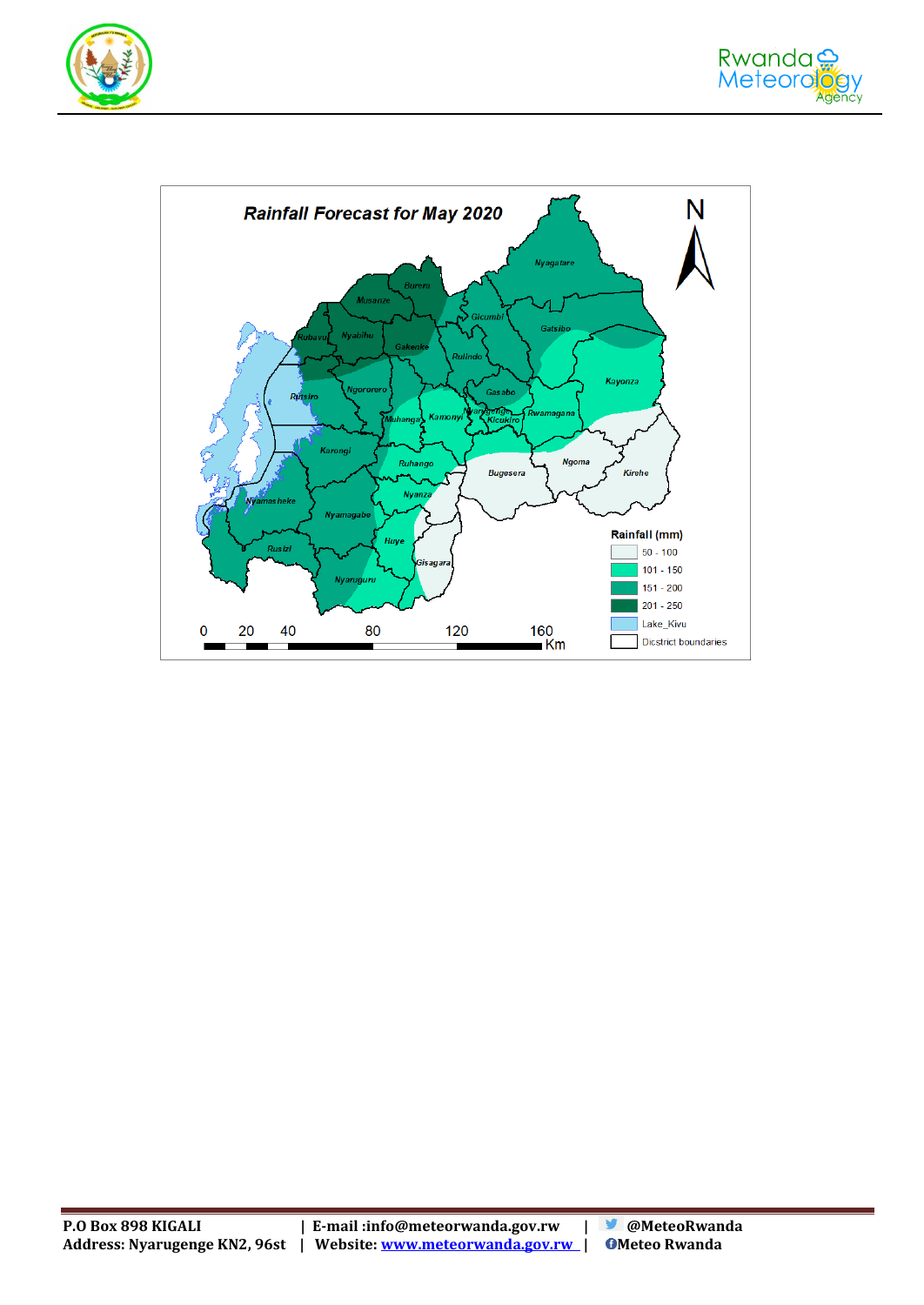Rainfall Forecast for May 2020

N

Nyagatare
Burera
Musanze
Gicumbi
Gatsibo
Rubavu
Nyabihu
Gakenke
Rulindo
Kayonza
Rutsiro
Ngororero
Gasabo
Muhanga
Kamonyi
Nyarugenge
Kicukiro
Rwamagana
Karongi
Ruhango
Ngoma
Bugesera
Kirehe
Nyanza
Nyamasheke
Nyamagabe
Huye
Rusizi
Gisagara
Nyaruguru

Rainfall (mm)
50 - 100
101 - 150
151 - 200
201 - 250
Lake_Kivu
Dicstrict boundaries

0 20 40 80 120 160 Km